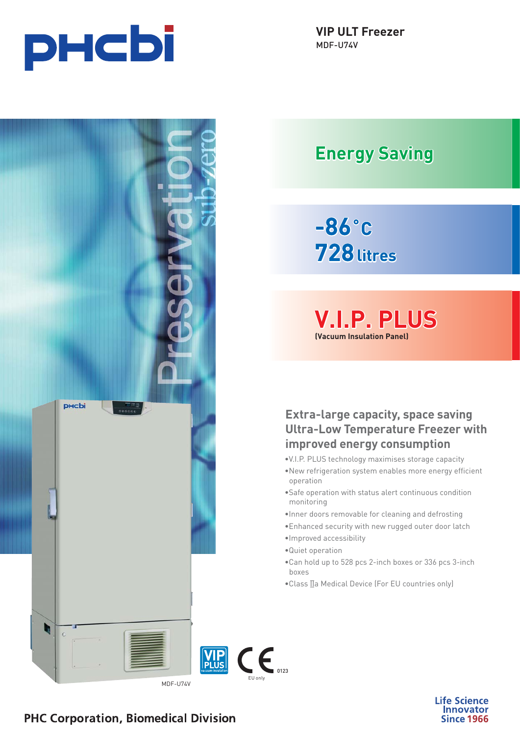# VIP ULT Freezer

MDF-U74V

## Energy Saving

## -86°C
## 728 litres

## V.I.P. PLUS

**(Vacuum Insulation Panel)**

Preservation sub-zero

### Extra-large capacity, space saving Ultra-Low Temperature Freezer with improved energy consumption

- V.I.P. PLUS technology maximises storage capacity
- New refrigeration system enables more energy efficient operation
- Safe operation with status alert continuous condition monitoring
- Inner doors removable for cleaning and defrosting
- Enhanced security with new rugged outer door latch
- Improved accessibility
- Quiet operation
- Can hold up to 528 pcs 2-inch boxes or 336 pcs 3-inch boxes
- Class IIa Medical Device (For EU countries only)

MDF-U74V

VIP PLUS vacuum insulation

CE 0123 EU only

PHC Corporation, Biomedical Division

Life Science Innovator Since 1966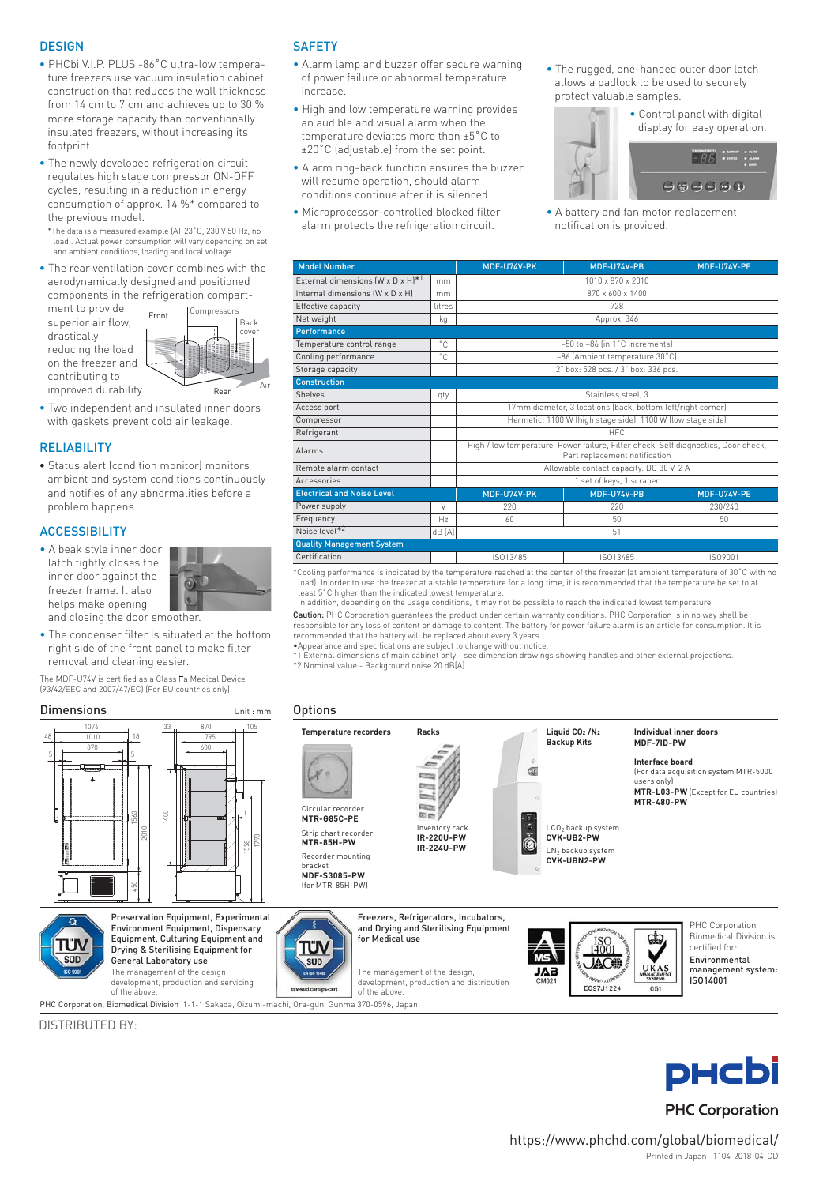## DESIGN

- PHCbi V.I.P. PLUS -86˚C ultra-low temperature freezers use vacuum insulation cabinet construction that reduces the wall thickness from 14 cm to 7 cm and achieves up to 30 % more storage capacity than conventionally insulated freezers, without increasing its footprint.
- The newly developed refrigeration circuit regulates high stage compressor ON-OFF cycles, resulting in a reduction in energy consumption of approx. 14 %* compared to the previous model.

  *The data is a measured example (AT 23˚C, 230 V 50 Hz, no load). Actual power consumption will vary depending on set and ambient conditions, loading and local voltage.
- The rear ventilation cover combines with the aerodynamically designed and positioned components in the refrigeration compartment to provide superior air flow, drastically reducing the load on the freezer and contributing to improved durability.

Front
Compressors
Back cover
Rear
Air

- Two independent and insulated inner doors with gaskets prevent cold air leakage.

## RELIABILITY

- Status alert (condition monitor) monitors ambient and system conditions continuously and notifies of any abnormalities before a problem happens.

## ACCESSIBILITY

- A beak style inner door latch tightly closes the inner door against the freezer frame. It also helps make opening and closing the door smoother.
- The condenser filter is situated at the bottom right side of the front panel to make filter removal and cleaning easier.

The MDF-U74V is certified as a Class IIa Medical Device (93/42/EEC and 2007/47/EC) (For EU countries only)

## SAFETY

- Alarm lamp and buzzer offer secure warning of power failure or abnormal temperature increase.
- High and low temperature warning provides an audible and visual alarm when the temperature deviates more than ±5˚C to ±20˚C (adjustable) from the set point.
- Alarm ring-back function ensures the buzzer will resume operation, should alarm conditions continue after it is silenced.
- Microprocessor-controlled blocked filter alarm protects the refrigeration circuit.
- The rugged, one-handed outer door latch allows a padlock to be used to securely protect valuable samples.
- Control panel with digital display for easy operation.
- A battery and fan motor replacement notification is provided.

| Model Number | | MDF-U74V-PK | MDF-U74V-PB | MDF-U74V-PE |
|---|---|---|---|---|
| External dimensions (W x D x H)*1 | mm | 1010 x 870 x 2010 | | |
| Internal dimensions (W x D x H) | mm | 870 x 600 x 1400 | | |
| Effective capacity | litres | 728 | | |
| Net weight | kg | Approx. 346 | | |
| **Performance** | | | | |
| Temperature control range | ˚C | -50 to -86 (in 1˚C increments) | | |
| Cooling performance | ˚C | -86 (Ambient temperature 30˚C) | | |
| Storage capacity | | 2" box: 528 pcs. / 3" box: 336 pcs. | | |
| **Construction** | | | | |
| Shelves | qty | Stainless steel, 3 | | |
| Access port | | 17mm diameter, 3 locations (back, bottom left/right corner) | | |
| Compressor | | Hermetic: 1100 W (high stage side), 1100 W (low stage side) | | |
| Refrigerant | | HFC | | |
| Alarms | | High / low temperature, Power failure, Filter check, Self diagnostics, Door check, Part replacement notification | | |
| Remote alarm contact | | Allowable contact capacity: DC 30 V, 2 A | | |
| Accessories | | 1 set of keys, 1 scraper | | |
| **Electrical and Noise Level** | | **MDF-U74V-PK** | **MDF-U74V-PB** | **MDF-U74V-PE** |
| Power supply | V | 220 | 220 | 230/240 |
| Frequency | Hz | 60 | 50 | 50 |
| Noise level*2 | dB (A) | 51 | | |
| **Quality Management System** | | | | |
| Certification | | ISO13485 | ISO13485 | ISO9001 |

*Cooling performance is indicated by the temperature reached at the center of the freezer (at ambient temperature of 30˚C with no load). In order to use the freezer at a stable temperature for a long time, it is recommended that the temperature be set to at least 5˚C higher than the indicated lowest temperature.
In addition, depending on the usage conditions, it may not be possible to reach the indicated lowest temperature.

**Caution:** PHC Corporation guarantees the product under certain warranty conditions. PHC Corporation is in no way shall be responsible for any loss of content or damage to content. The battery for power failure alarm is an article for consumption. It is recommended that the battery will be replaced about every 3 years.

- Appearance and specifications are subject to change without notice.

*1 External dimensions of main cabinet only - see dimension drawings showing handles and other external projections.
*2 Nominal value - Background noise 20 dB(A).

## Dimensions

Unit : mm

1076
1010
870
48
18
5
5
33
870
795
600
105
1560
2010
1400
11
1558
1790
450

## Options

**Temperature recorders**

Circular recorder
**MTR-G85C-PE**

Strip chart recorder
**MTR-85H-PW**

Recorder mounting bracket
**MDF-S3085-PW**
(for MTR-85H-PW)

**Racks**

Inventory rack
**IR-220U-PW**
**IR-224U-PW**

**Liquid $CO_2$ /$N_2$ Backup Kits**

L$CO_2$ backup system
**CVK-UB2-PW**

L$N_2$ backup system
**CVK-UBN2-PW**

**Individual inner doors**
**MDF-7ID-PW**

**Interface board**
(For data acquisition system MTR-5000 users only)
**MTR-L03-PW** (Except for EU countries)
**MTR-480-PW**

**Preservation Equipment, Experimental Environment Equipment, Dispensary Equipment, Culturing Equipment and Drying & Sterilising Equipment for General Laboratory use**
The management of the design, development, production and servicing of the above.

**Freezers, Refrigerators, Incubators, and Drying and Sterilising Equipment for Medical use**
The management of the design, development, production and distribution of the above.

PHC Corporation Biomedical Division is certified for:
**Environmental management system: ISO14001**

PHC Corporation, Biomedical Division 1-1-1 Sakada, Oizumi-machi, Ora-gun, Gunma 370-0596, Japan

DISTRIBUTED BY:

PHC Corporation

https://www.phchd.com/global/biomedical/

Printed in Japan 1104-2018-04-CD